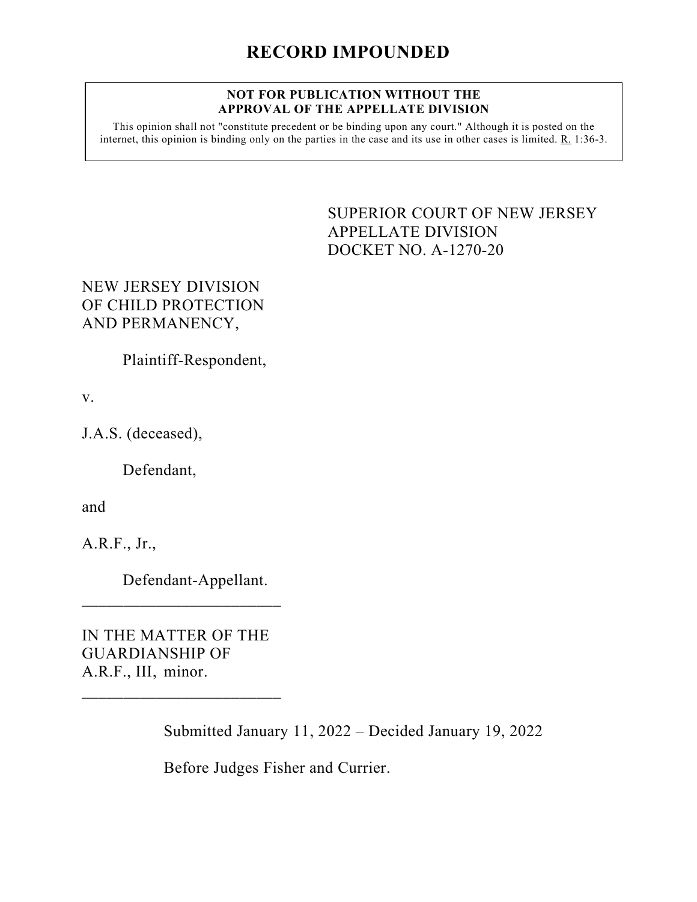# RECORD IMPOUNDED

**NOT FOR PUBLICATION WITHOUT THE APPROVAL OF THE APPELLATE DIVISION**

This opinion shall not "constitute precedent or be binding upon any court." Although it is posted on the internet, this opinion is binding only on the parties in the case and its use in other cases is limited. R. 1:36-3.

SUPERIOR COURT OF NEW JERSEY
APPELLATE DIVISION
DOCKET NO. A-1270-20

NEW JERSEY DIVISION OF CHILD PROTECTION AND PERMANENCY,

Plaintiff-Respondent,

v.

J.A.S. (deceased),

Defendant,

and

A.R.F., Jr.,

Defendant-Appellant.

---

IN THE MATTER OF THE GUARDIANSHIP OF A.R.F., III, minor.

---

Submitted January 11, 2022 – Decided January 19, 2022

Before Judges Fisher and Currier.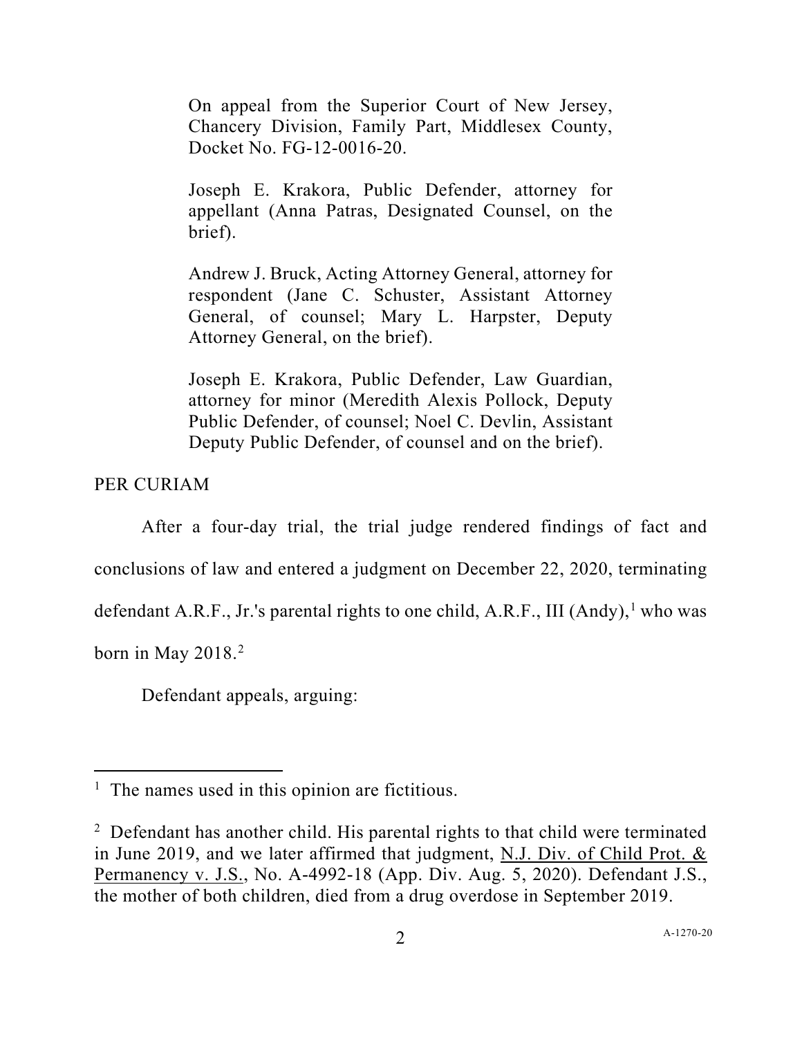On appeal from the Superior Court of New Jersey, Chancery Division, Family Part, Middlesex County, Docket No. FG-12-0016-20.

Joseph E. Krakora, Public Defender, attorney for appellant (Anna Patras, Designated Counsel, on the brief).

Andrew J. Bruck, Acting Attorney General, attorney for respondent (Jane C. Schuster, Assistant Attorney General, of counsel; Mary L. Harpster, Deputy Attorney General, on the brief).

Joseph E. Krakora, Public Defender, Law Guardian, attorney for minor (Meredith Alexis Pollock, Deputy Public Defender, of counsel; Noel C. Devlin, Assistant Deputy Public Defender, of counsel and on the brief).

PER CURIAM

After a four-day trial, the trial judge rendered findings of fact and conclusions of law and entered a judgment on December 22, 2020, terminating defendant A.R.F., Jr.'s parental rights to one child, A.R.F., III (Andy),[1] who was born in May 2018.[2]

Defendant appeals, arguing:

---

[1] The names used in this opinion are fictitious.

[2] Defendant has another child. His parental rights to that child were terminated in June 2019, and we later affirmed that judgment, N.J. Div. of Child Prot. & Permanency v. J.S., No. A-4992-18 (App. Div. Aug. 5, 2020). Defendant J.S., the mother of both children, died from a drug overdose in September 2019.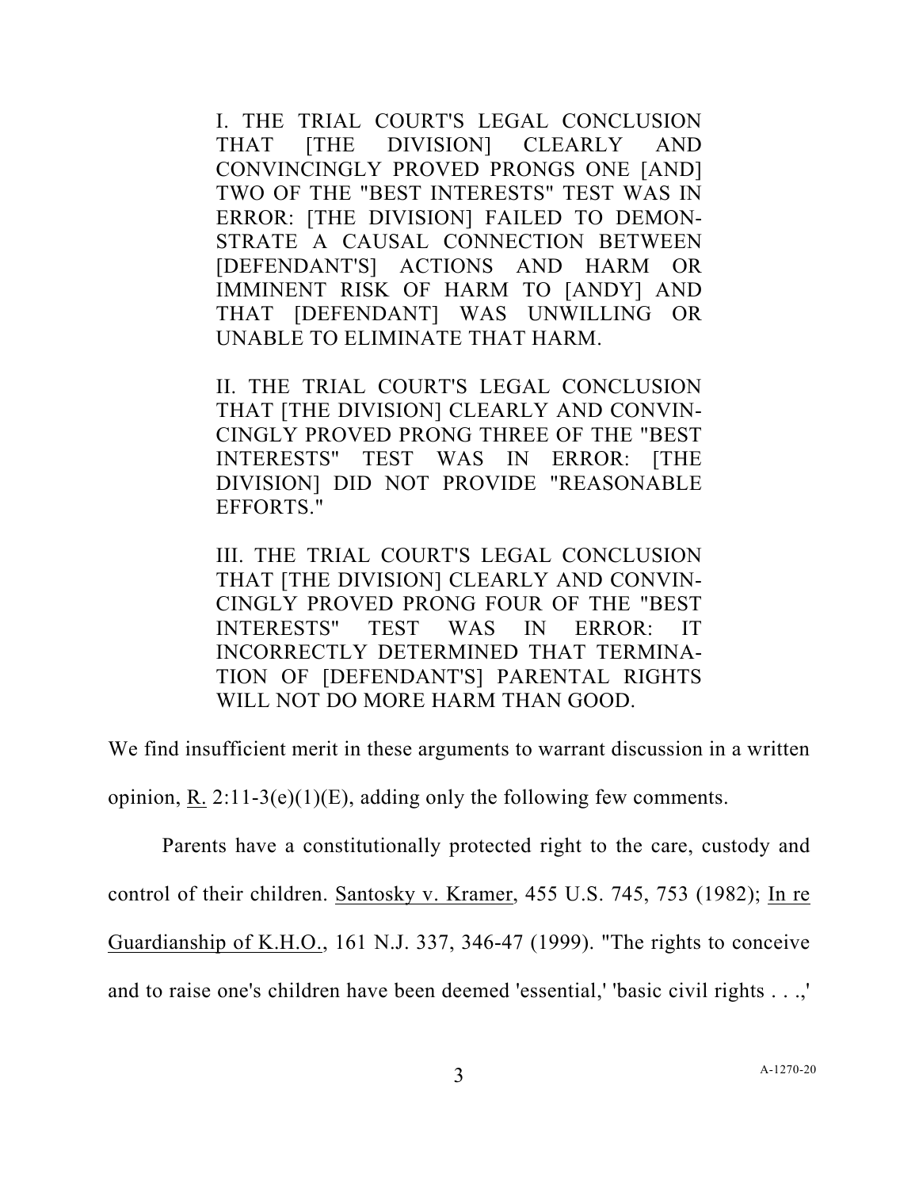> I. THE TRIAL COURT'S LEGAL CONCLUSION THAT [THE DIVISION] CLEARLY AND CONVINCINGLY PROVED PRONGS ONE [AND] TWO OF THE "BEST INTERESTS" TEST WAS IN ERROR: [THE DIVISION] FAILED TO DEMONSTRATE A CAUSAL CONNECTION BETWEEN [DEFENDANT'S] ACTIONS AND HARM OR IMMINENT RISK OF HARM TO [ANDY] AND THAT [DEFENDANT] WAS UNWILLING OR UNABLE TO ELIMINATE THAT HARM.
>
> II. THE TRIAL COURT'S LEGAL CONCLUSION THAT [THE DIVISION] CLEARLY AND CONVINCINGLY PROVED PRONG THREE OF THE "BEST INTERESTS" TEST WAS IN ERROR: [THE DIVISION] DID NOT PROVIDE "REASONABLE EFFORTS."
>
> III. THE TRIAL COURT'S LEGAL CONCLUSION THAT [THE DIVISION] CLEARLY AND CONVINCINGLY PROVED PRONG FOUR OF THE "BEST INTERESTS" TEST WAS IN ERROR: IT INCORRECTLY DETERMINED THAT TERMINATION OF [DEFENDANT'S] PARENTAL RIGHTS WILL NOT DO MORE HARM THAN GOOD.

We find insufficient merit in these arguments to warrant discussion in a written opinion, R. 2:11-3(e)(1)(E), adding only the following few comments.

Parents have a constitutionally protected right to the care, custody and control of their children. Santosky v. Kramer, 455 U.S. 745, 753 (1982); In re Guardianship of K.H.O., 161 N.J. 337, 346-47 (1999). "The rights to conceive and to raise one's children have been deemed 'essential,' 'basic civil rights . . .,'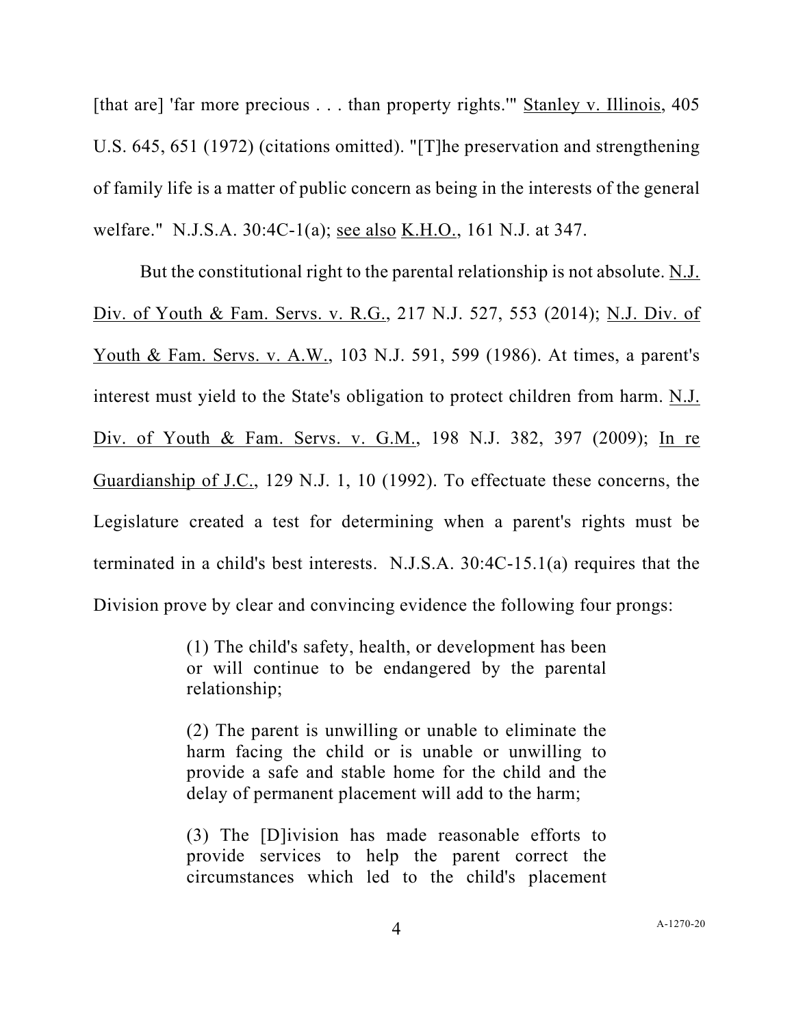[that are] 'far more precious . . . than property rights.'" Stanley v. Illinois, 405 U.S. 645, 651 (1972) (citations omitted). "[T]he preservation and strengthening of family life is a matter of public concern as being in the interests of the general welfare." N.J.S.A. 30:4C-1(a); see also K.H.O., 161 N.J. at 347.

But the constitutional right to the parental relationship is not absolute. N.J. Div. of Youth & Fam. Servs. v. R.G., 217 N.J. 527, 553 (2014); N.J. Div. of Youth & Fam. Servs. v. A.W., 103 N.J. 591, 599 (1986). At times, a parent's interest must yield to the State's obligation to protect children from harm. N.J. Div. of Youth & Fam. Servs. v. G.M., 198 N.J. 382, 397 (2009); In re Guardianship of J.C., 129 N.J. 1, 10 (1992). To effectuate these concerns, the Legislature created a test for determining when a parent's rights must be terminated in a child's best interests. N.J.S.A. 30:4C-15.1(a) requires that the Division prove by clear and convincing evidence the following four prongs:

> (1) The child's safety, health, or development has been or will continue to be endangered by the parental relationship;
>
> (2) The parent is unwilling or unable to eliminate the harm facing the child or is unable or unwilling to provide a safe and stable home for the child and the delay of permanent placement will add to the harm;
>
> (3) The [D]ivision has made reasonable efforts to provide services to help the parent correct the circumstances which led to the child's placement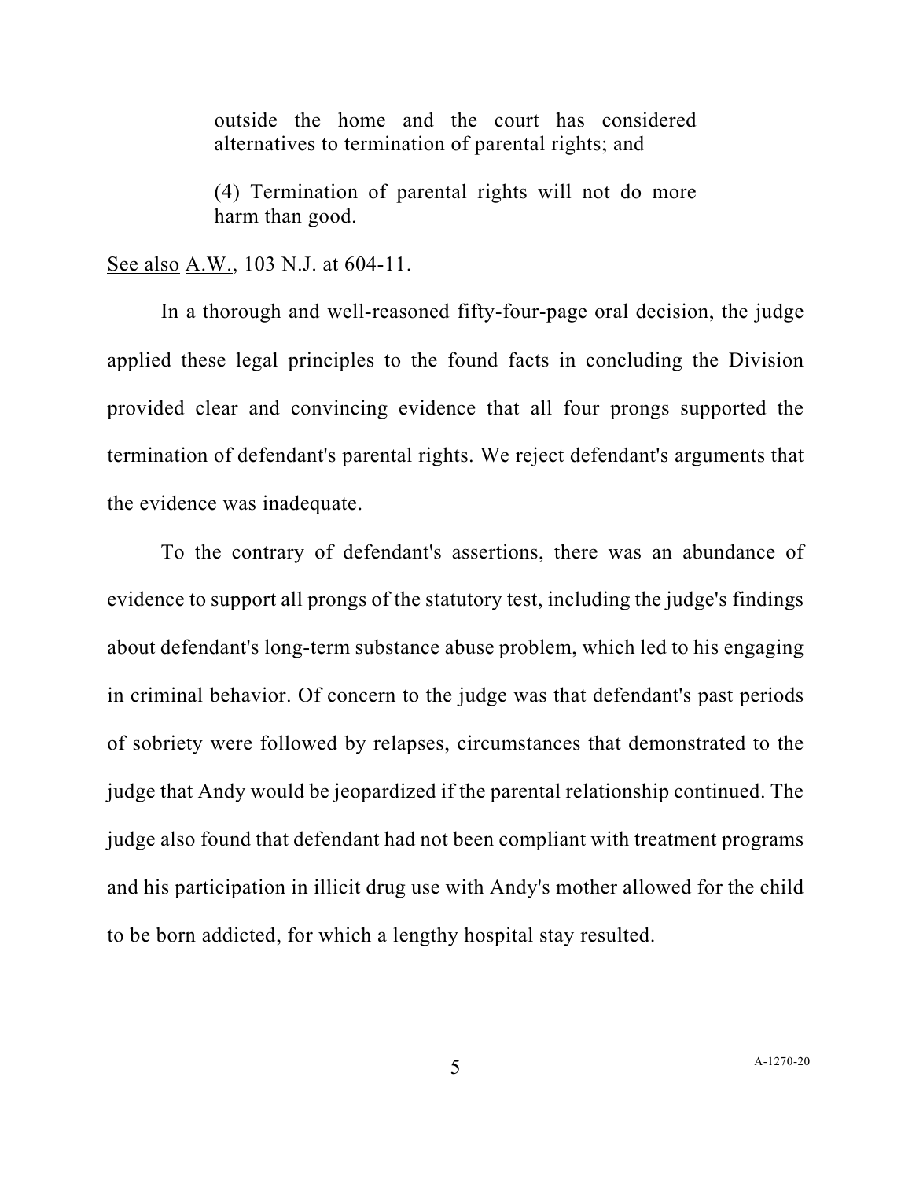> outside the home and the court has considered alternatives to termination of parental rights; and
>
> (4) Termination of parental rights will not do more harm than good.

See also A.W., 103 N.J. at 604-11.

In a thorough and well-reasoned fifty-four-page oral decision, the judge applied these legal principles to the found facts in concluding the Division provided clear and convincing evidence that all four prongs supported the termination of defendant's parental rights. We reject defendant's arguments that the evidence was inadequate.

To the contrary of defendant's assertions, there was an abundance of evidence to support all prongs of the statutory test, including the judge's findings about defendant's long-term substance abuse problem, which led to his engaging in criminal behavior. Of concern to the judge was that defendant's past periods of sobriety were followed by relapses, circumstances that demonstrated to the judge that Andy would be jeopardized if the parental relationship continued. The judge also found that defendant had not been compliant with treatment programs and his participation in illicit drug use with Andy's mother allowed for the child to be born addicted, for which a lengthy hospital stay resulted.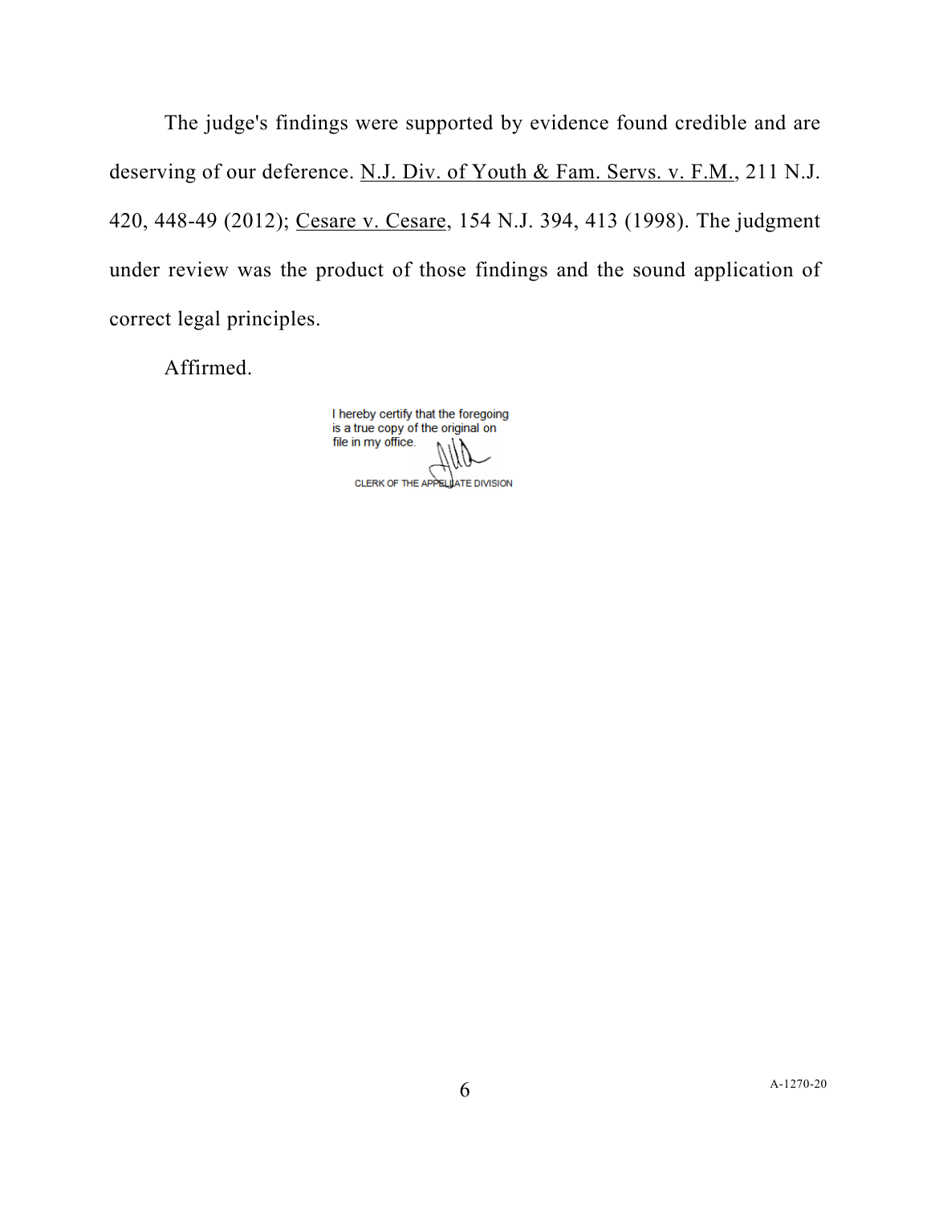The judge's findings were supported by evidence found credible and are deserving of our deference. N.J. Div. of Youth & Fam. Servs. v. F.M., 211 N.J. 420, 448-49 (2012); Cesare v. Cesare, 154 N.J. 394, 413 (1998). The judgment under review was the product of those findings and the sound application of correct legal principles.

Affirmed.

I hereby certify that the foregoing is a true copy of the original on file in my office.

CLERK OF THE APPELLATE DIVISION